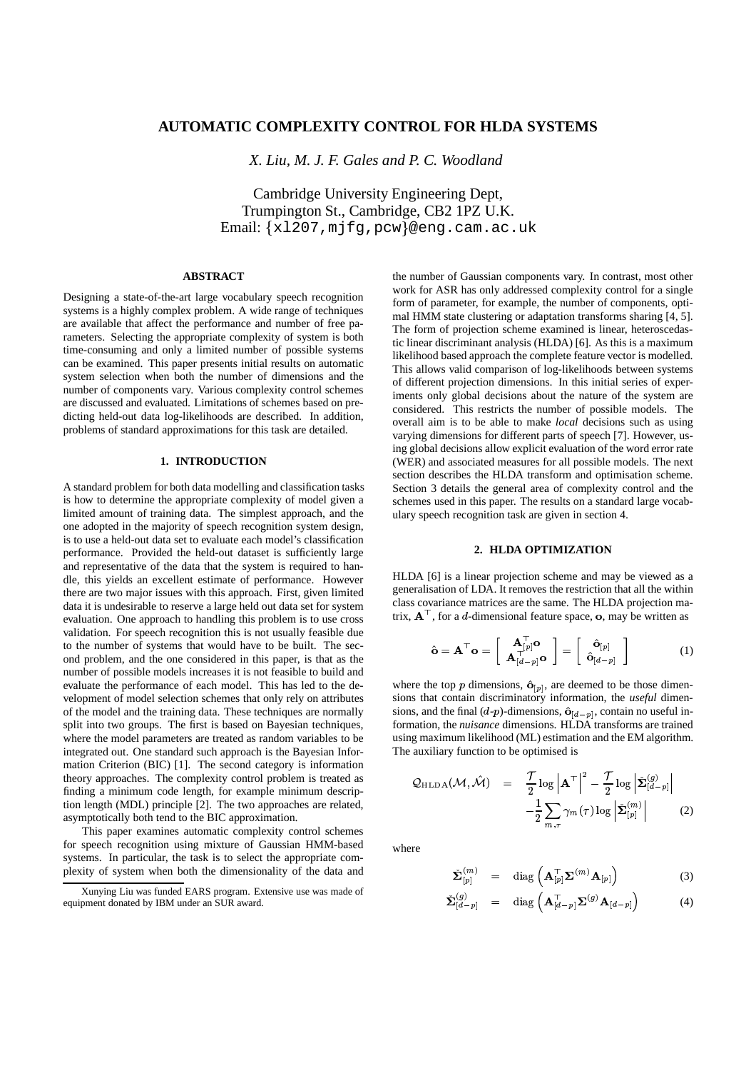# AUTOMATIC COMPLEXITY CONTROL FOR HLDA SYSTEMS

*X. Liu, M. J. F. Gales and P. C. Woodland*

Cambridge University Engineering Dept,
Trumpington St., Cambridge, CB2 1PZ U.K.
Email: {xl207,mjfg,pcw}@eng.cam.ac.uk

### ABSTRACT

Designing a state-of-the-art large vocabulary speech recognition systems is a highly complex problem. A wide range of techniques are available that affect the performance and number of free parameters. Selecting the appropriate complexity of system is both time-consuming and only a limited number of possible systems can be examined. This paper presents initial results on automatic system selection when both the number of dimensions and the number of components vary. Various complexity control schemes are discussed and evaluated. Limitations of schemes based on predicting held-out data log-likelihoods are described. In addition, problems of standard approximations for this task are detailed.

## 1. INTRODUCTION

A standard problem for both data modelling and classification tasks is how to determine the appropriate complexity of model given a limited amount of training data. The simplest approach, and the one adopted in the majority of speech recognition system design, is to use a held-out data set to evaluate each model's classification performance. Provided the held-out dataset is sufficiently large and representative of the data that the system is required to handle, this yields an excellent estimate of performance. However there are two major issues with this approach. First, given limited data it is undesirable to reserve a large held out data set for system evaluation. One approach to handling this problem is to use cross validation. For speech recognition this is not usually feasible due to the number of systems that would have to be built. The second problem, and the one considered in this paper, is that as the number of possible models increases it is not feasible to build and evaluate the performance of each model. This has led to the development of model selection schemes that only rely on attributes of the model and the training data. These techniques are normally split into two groups. The first is based on Bayesian techniques, where the model parameters are treated as random variables to be integrated out. One standard such approach is the Bayesian Information Criterion (BIC) [1]. The second category is information theory approaches. The complexity control problem is treated as finding a minimum code length, for example minimum description length (MDL) principle [2]. The two approaches are related, asymptotically both tend to the BIC approximation.

This paper examines automatic complexity control schemes for speech recognition using mixture of Gaussian HMM-based systems. In particular, the task is to select the appropriate complexity of system when both the dimensionality of the data and the number of Gaussian components vary. In contrast, most other work for ASR has only addressed complexity control for a single form of parameter, for example, the number of components, optimal HMM state clustering or adaptation transforms sharing [4, 5]. The form of projection scheme examined is linear, heteroscedastic linear discriminant analysis (HLDA) [6]. As this is a maximum likelihood based approach the complete feature vector is modelled. This allows valid comparison of log-likelihoods between systems of different projection dimensions. In this initial series of experiments only global decisions about the nature of the system are considered. This restricts the number of possible models. The overall aim is to be able to make *local* decisions such as using varying dimensions for different parts of speech [7]. However, using global decisions allow explicit evaluation of the word error rate (WER) and associated measures for all possible models. The next section describes the HLDA transform and optimisation scheme. Section 3 details the general area of complexity control and the schemes used in this paper. The results on a standard large vocabulary speech recognition task are given in section 4.

## 2. HLDA OPTIMIZATION

HLDA [6] is a linear projection scheme and may be viewed as a generalisation of LDA. It removes the restriction that all the within class covariance matrices are the same. The HLDA projection matrix, $\mathbf{A}^\top$, for a $d$-dimensional feature space, $\mathbf{o}$, may be written as

$$\hat{\mathbf{o}} = \mathbf{A}^\top \mathbf{o} = \left[ \begin{array}{c} \mathbf{A}_{[p]}^\top \mathbf{o} \\ \mathbf{A}_{[d-p]}^\top \mathbf{o} \end{array} \right] = \left[ \begin{array}{c} \hat{\mathbf{o}}_{[p]} \\ \hat{\mathbf{o}}_{[d-p]} \end{array} \right] \quad (1)$$

where the top $p$ dimensions, $\hat{\mathbf{o}}_{[p]}$, are deemed to be those dimensions that contain discriminatory information, the *useful* dimensions, and the final ($d$-$p$)-dimensions, $\hat{\mathbf{o}}_{[d-p]}$, contain no useful information, the *nuisance* dimensions. HLDA transforms are trained using maximum likelihood (ML) estimation and the EM algorithm. The auxiliary function to be optimised is

$$\begin{aligned} \mathcal{Q}_{\rm HLDA}(\mathcal{M}, \hat{\mathcal{M}}) &= \frac{\mathcal{T}}{2} \log \left| \mathbf{A}^\top \right|^2 - \frac{\mathcal{T}}{2} \log \left| \tilde{\boldsymbol{\Sigma}}_{[d-p]}^{(g)} \right| \\ &\quad - \frac{1}{2} \sum_{m,\tau} \gamma_m(\tau) \log \left| \tilde{\boldsymbol{\Sigma}}_{[p]}^{(m)} \right| \end{aligned} \quad (2)$$

where

$$\tilde{\boldsymbol{\Sigma}}_{[p]}^{(m)} = \operatorname{diag}\left( \mathbf{A}_{[p]}^\top \boldsymbol{\Sigma}^{(m)} \mathbf{A}_{[p]} \right) \quad (3)$$

$$\tilde{\boldsymbol{\Sigma}}_{[d-p]}^{(g)} = \operatorname{diag}\left( \mathbf{A}_{[d-p]}^\top \boldsymbol{\Sigma}^{(g)} \mathbf{A}_{[d-p]} \right) \quad (4)$$

---

Xunying Liu was funded EARS program. Extensive use was made of equipment donated by IBM under an SUR award.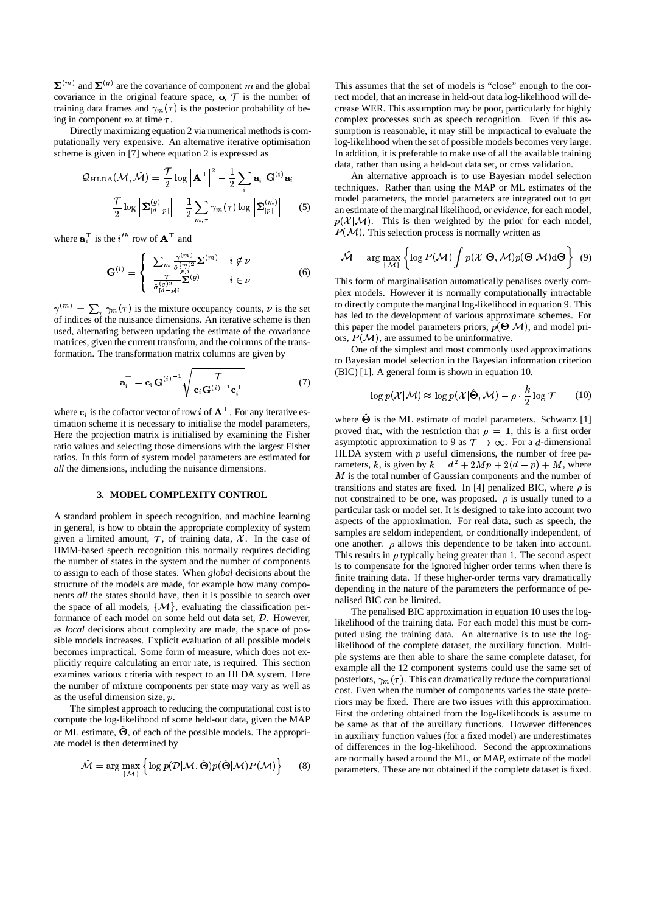$\mathbf{\Sigma}^{(m)}$ and $\mathbf{\Sigma}^{(g)}$ are the covariance of component $m$ and the global covariance in the original feature space, $\mathbf{o}$, $\mathcal{T}$ is the number of training data frames and $\gamma_m(\tau)$ is the posterior probability of being in component $m$ at time $\tau$.

Directly maximizing equation 2 via numerical methods is computationally very expensive. An alternative iterative optimisation scheme is given in [7] where equation 2 is expressed as

$$\mathcal{Q}_{\text{HLDA}}(\mathcal{M},\hat{\mathcal{M}}) = \frac{\mathcal{T}}{2}\log\left|\mathbf{A}^\top\right|^2 - \frac{1}{2}\sum_i \mathbf{a}_i^\top \mathbf{G}^{(i)}\mathbf{a}_i$$
$$-\frac{\mathcal{T}}{2}\log\left|\hat{\mathbf{\Sigma}}^{(g)}_{[d-p]}\right| - \frac{1}{2}\sum_{m,\tau}\gamma_m(\tau)\log\left|\hat{\mathbf{\Sigma}}^{(m)}_{[p]}\right| \quad (5)$$

where $\mathbf{a}_i^\top$ is the $i^{th}$ row of $\mathbf{A}^\top$ and

$$\mathbf{G}^{(i)} = \begin{cases} \sum_m \frac{\gamma^{(m)}}{\hat{\sigma}^{(m)2}_{[p]i}}\mathbf{\Sigma}^{(m)} & i \notin \nu \\ \frac{\mathcal{T}}{\hat{\sigma}^{(g)2}_{[d-p]i}}\mathbf{\Sigma}^{(g)} & i \in \nu \end{cases} \quad (6)$$

$\gamma^{(m)} = \sum_\tau \gamma_m(\tau)$ is the mixture occupancy counts, $\nu$ is the set of indices of the nuisance dimensions. An iterative scheme is then used, alternating between updating the estimate of the covariance matrices, given the current transform, and the columns of the transformation. The transformation matrix columns are given by

$$\mathbf{a}_i^\top = \mathbf{c}_i \mathbf{G}^{(i)^{-1}}\sqrt{\frac{\mathcal{T}}{\mathbf{c}_i\mathbf{G}^{(i)^{-1}}\mathbf{c}_i^\top}} \quad (7)$$

where $\mathbf{c}_i$ is the cofactor vector of row $i$ of $\mathbf{A}^\top$. For any iterative estimation scheme it is necessary to initialise the model parameters, Here the projection matrix is initialised by examining the Fisher ratio values and selecting those dimensions with the largest Fisher ratios. In this form of system model parameters are estimated for *all* the dimensions, including the nuisance dimensions.

### 3. MODEL COMPLEXITY CONTROL

A standard problem in speech recognition, and machine learning in general, is how to obtain the appropriate complexity of system given a limited amount, $\mathcal{T}$, of training data, $\mathcal{X}$. In the case of HMM-based speech recognition this normally requires deciding the number of states in the system and the number of components to assign to each of those states. When *global* decisions about the structure of the models are made, for example how many components *all* the states should have, then it is possible to search over the space of all models, $\{\mathcal{M}\}$, evaluating the classification performance of each model on some held out data set, $\mathcal{D}$. However, as *local* decisions about complexity are made, the space of possible models increases. Explicit evaluation of all possible models becomes impractical. Some form of measure, which does not explicitly require calculating an error rate, is required. This section examines various criteria with respect to an HLDA system. Here the number of mixture components per state may vary as well as as the useful dimension size, $p$.

The simplest approach to reducing the computational cost is to compute the log-likelihood of some held-out data, given the MAP or ML estimate, $\hat{\mathbf{\Theta}}$, of each of the possible models. The appropriate model is then determined by

$$\hat{\mathcal{M}} = \arg\max_{\{\mathcal{M}\}}\left\{\log p(\mathcal{D}|\mathcal{M},\hat{\mathbf{\Theta}})p(\hat{\mathbf{\Theta}}|\mathcal{M})P(\mathcal{M})\right\} \quad (8)$$

This assumes that the set of models is "close" enough to the correct model, that an increase in held-out data log-likelihood will decrease WER. This assumption may be poor, particularly for highly complex processes such as speech recognition. Even if this assumption is reasonable, it may still be impractical to evaluate the log-likelihood when the set of possible models becomes very large. In addition, it is preferable to make use of all the available training data, rather than using a held-out data set, or cross validation.

An alternative approach is to use Bayesian model selection techniques. Rather than using the MAP or ML estimates of the model parameters, the model parameters are integrated out to get an estimate of the marginal likelihood, or *evidence*, for each model, $p(\mathcal{X}|\mathcal{M})$. This is then weighted by the prior for each model, $P(\mathcal{M})$. This selection process is normally written as

$$\hat{\mathcal{M}} = \arg\max_{\{\mathcal{M}\}}\left\{\log P(\mathcal{M})\int p(\mathcal{X}|\mathbf{\Theta},\mathcal{M})p(\mathbf{\Theta}|\mathcal{M})\text{d}\mathbf{\Theta}\right\} \quad (9)$$

This form of marginalisation automatically penalises overly complex models. However it is normally computationally intractable to directly compute the marginal log-likelihood in equation 9. This has led to the development of various approximate schemes. For this paper the model parameters priors, $p(\mathbf{\Theta}|\mathcal{M})$, and model priors, $P(\mathcal{M})$, are assumed to be uninformative.

One of the simplest and most commonly used approximations to Bayesian model selection in the Bayesian information criterion (BIC) [1]. A general form is shown in equation 10.

$$\log p(\mathcal{X}|\mathcal{M}) \approx \log p(\mathcal{X}|\hat{\mathbf{\Theta}},\mathcal{M}) - \rho\cdot\frac{k}{2}\log\mathcal{T} \quad (10)$$

where $\hat{\mathbf{\Theta}}$ is the ML estimate of model parameters. Schwartz [1] proved that, with the restriction that $\rho = 1$, this is a first order asymptotic approximation to 9 as $\mathcal{T}\rightarrow\infty$. For a $d$-dimensional HLDA system with $p$ useful dimensions, the number of free parameters, $k$, is given by $k = d^2 + 2Mp + 2(d-p) + M$, where $M$ is the total number of Gaussian components and the number of transitions and states are fixed. In [4] penalized BIC, where $\rho$ is not constrained to be one, was proposed. $\rho$ is usually tuned to a particular task or model set. It is designed to take into account two aspects of the approximation. For real data, such as speech, the samples are seldom independent, or conditionally independent, of one another. $\rho$ allows this dependence to be taken into account. This results in $\rho$ typically being greater than 1. The second aspect is to compensate for the ignored higher order terms when there is finite training data. If these higher-order terms vary dramatically depending in the nature of the parameters the performance of penalised BIC can be limited.

The penalised BIC approximation in equation 10 uses the log-likelihood of the training data. For each model this must be computed using the training data. An alternative is to use the log-likelihood of the complete dataset, the auxiliary function. Multiple systems are then able to share the same complete dataset, for example all the 12 component systems could use the same set of posteriors, $\gamma_m(\tau)$. This can dramatically reduce the computational cost. Even when the number of components varies the state posteriors may be fixed. There are two issues with this approximation. First the ordering obtained from the log-likelihoods is assume to be same as that of the auxiliary functions. However differences in auxiliary function values (for a fixed model) are underestimates of differences in the log-likelihood. Second the approximations are normally based around the ML, or MAP, estimate of the model parameters. These are not obtained if the complete dataset is fixed.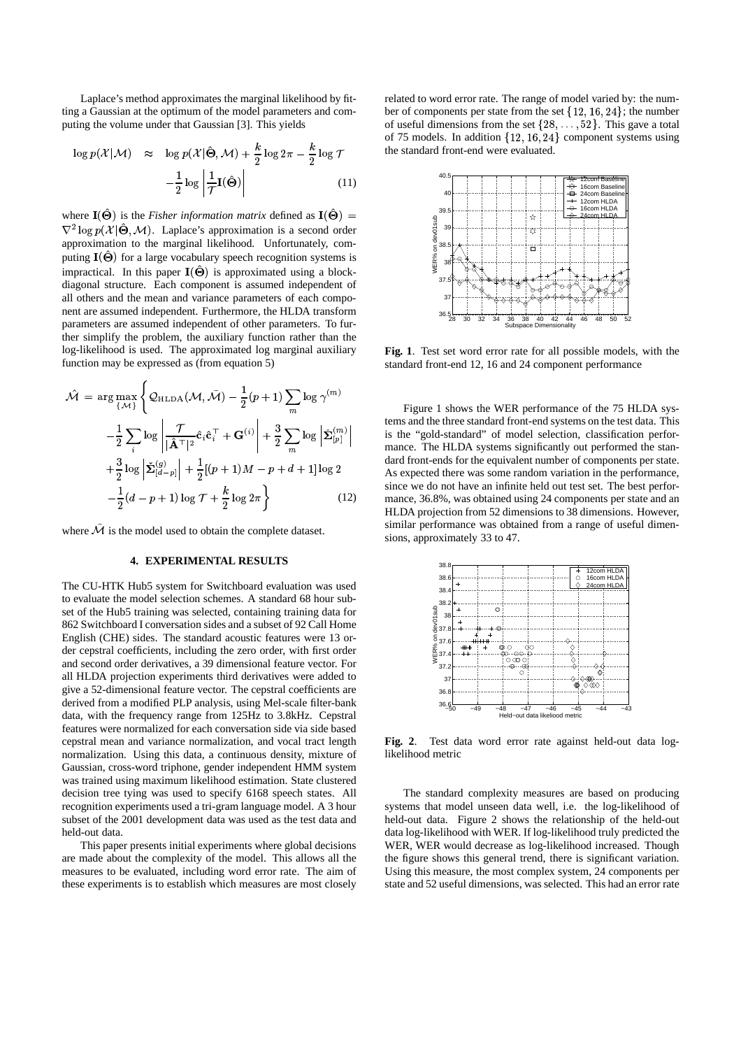Laplace's method approximates the marginal likelihood by fitting a Gaussian at the optimum of the model parameters and computing the volume under that Gaussian [3]. This yields

$$\log p(\mathcal{X}|\mathcal{M}) \approx \log p(\mathcal{X}|\hat{\Theta}, \mathcal{M}) + \frac{k}{2}\log 2\pi - \frac{k}{2}\log \mathcal{T} - \frac{1}{2}\log\left|\frac{1}{\mathcal{T}}\mathbf{I}(\hat{\Theta})\right| \quad (11)$$

where $\mathbf{I}(\hat{\Theta})$ is the *Fisher information matrix* defined as $\mathbf{I}(\hat{\Theta}) = \nabla^2 \log p(\mathcal{X}|\hat{\Theta}, \mathcal{M})$. Laplace's approximation is a second order approximation to the marginal likelihood. Unfortunately, computing $\mathbf{I}(\hat{\Theta})$ for a large vocabulary speech recognition systems is impractical. In this paper $\mathbf{I}(\hat{\Theta})$ is approximated using a block-diagonal structure. Each component is assumed independent of all others and the mean and variance parameters of each component are assumed independent. Furthermore, the HLDA transform parameters are assumed independent of other parameters. To further simplify the problem, the auxiliary function rather than the log-likelihood is used. The approximated log marginal auxiliary function may be expressed as (from equation 5)

$$\begin{aligned}\hat{\mathcal{M}} = \arg\max_{\{\mathcal{M}\}} \Bigg\{ & \mathcal{Q}_{\text{HLDA}}(\mathcal{M}, \bar{\mathcal{M}}) - \frac{1}{2}(p+1)\sum_m \log \gamma^{(m)} \\ & - \frac{1}{2}\sum_i \log \left| \frac{\mathcal{T}}{|\hat{\mathbf{A}}^\top|^2}\hat{\mathbf{c}}_i\hat{\mathbf{c}}_i^\top + \mathbf{G}^{(i)} \right| + \frac{3}{2}\sum_m \log \left| \check{\boldsymbol{\Sigma}}^{(m)}_{[p]} \right| \\ & + \frac{3}{2}\log \left| \check{\boldsymbol{\Sigma}}^{(g)}_{[d-p]} \right| + \frac{1}{2}[(p+1)M - p + d + 1]\log 2 \\ & - \frac{1}{2}(d-p+1)\log \mathcal{T} + \frac{k}{2}\log 2\pi \Bigg\} \end{aligned} \quad (12)$$

where $\bar{\mathcal{M}}$ is the model used to obtain the complete dataset.

## 4. EXPERIMENTAL RESULTS

The CU-HTK Hub5 system for Switchboard evaluation was used to evaluate the model selection schemes. A standard 68 hour subset of the Hub5 training was selected, containing training data for 862 Switchboard I conversation sides and a subset of 92 Call Home English (CHE) sides. The standard acoustic features were 13 order cepstral coefficients, including the zero order, with first order and second order derivatives, a 39 dimensional feature vector. For all HLDA projection experiments third derivatives were added to give a 52-dimensional feature vector. The cepstral coefficients are derived from a modified PLP analysis, using Mel-scale filter-bank data, with the frequency range from 125Hz to 3.8kHz. Cepstral features were normalized for each conversation side via side based cepstral mean and variance normalization, and vocal tract length normalization. Using this data, a continuous density, mixture of Gaussian, cross-word triphone, gender independent HMM system was trained using maximum likelihood estimation. State clustered decision tree tying was used to specify 6168 speech states. All recognition experiments used a tri-gram language model. A 3 hour subset of the 2001 development data was used as the test data and held-out data.

This paper presents initial experiments where global decisions are made about the complexity of the model. This allows all the measures to be evaluated, including word error rate. The aim of these experiments is to establish which measures are most closely related to word error rate. The range of model varied by: the number of components per state from the set $\{12, 16, 24\}$; the number of useful dimensions from the set $\{28, \ldots, 52\}$. This gave a total of 75 models. In addition $\{12, 16, 24\}$ component systems using the standard front-end were evaluated.

**Fig. 1**. Test set word error rate for all possible models, with the standard front-end 12, 16 and 24 component performance

Figure 1 shows the WER performance of the 75 HLDA systems and the three standard front-end systems on the test data. This is the "gold-standard" of model selection, classification performance. The HLDA systems significantly out performed the standard front-ends for the equivalent number of components per state. As expected there was some random variation in the performance, since we do not have an infinite held out test set. The best performance, 36.8%, was obtained using 24 components per state and an HLDA projection from 52 dimensions to 38 dimensions. However, similar performance was obtained from a range of useful dimensions, approximately 33 to 47.

**Fig. 2**. Test data word error rate against held-out data log-likelihood metric

The standard complexity measures are based on producing systems that model unseen data well, i.e. the log-likelihood of held-out data. Figure 2 shows the relationship of the held-out data log-likelihood with WER. If log-likelihood truly predicted the WER, WER would decrease as log-likelihood increased. Though the figure shows this general trend, there is significant variation. Using this measure, the most complex system, 24 components per state and 52 useful dimensions, was selected. This had an error rate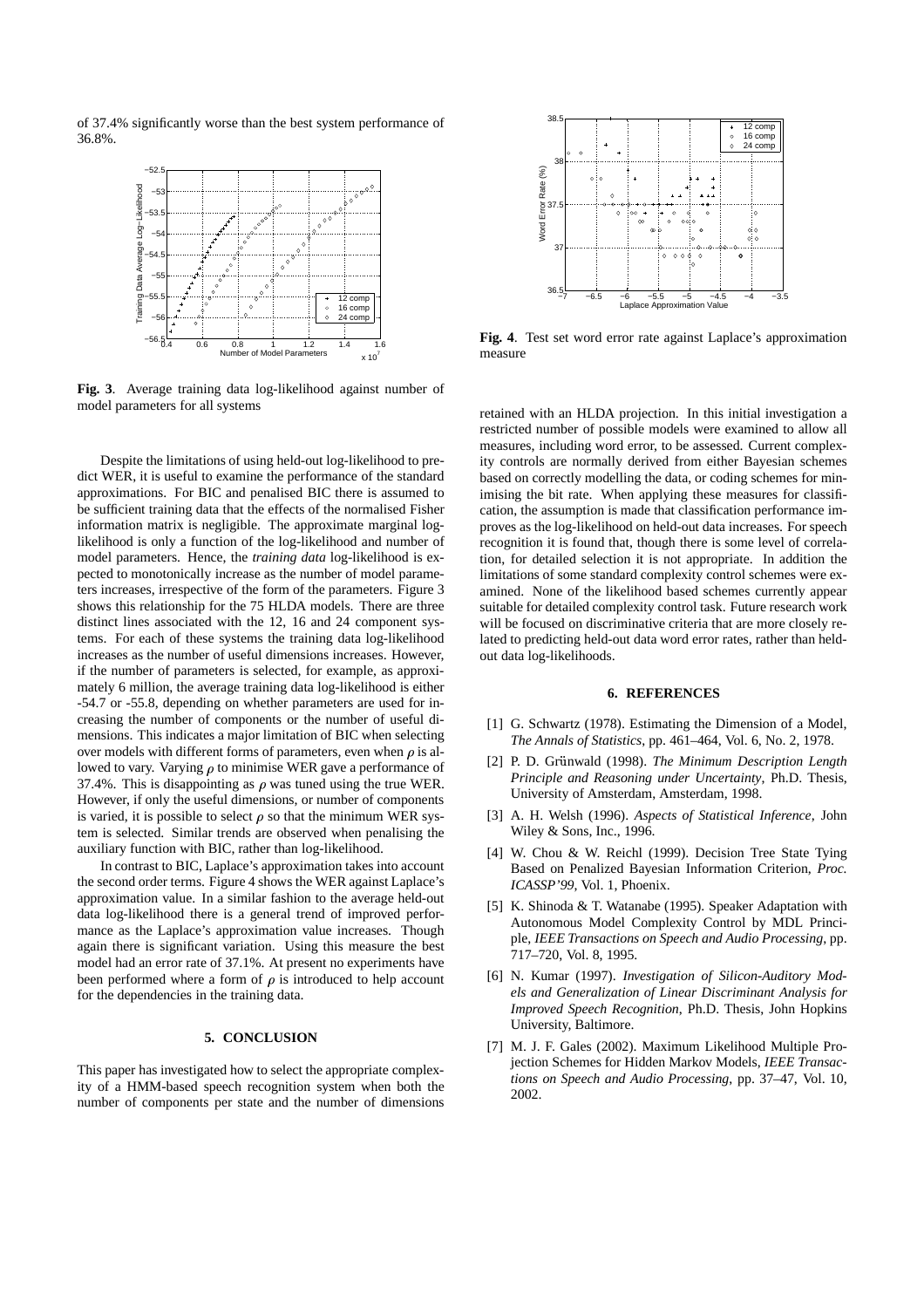of 37.4% significantly worse than the best system performance of 36.8%.

−52.5
−53
−53.5
−54
−54.5
−55
−55.5
−56
−56.5
0.4
0.6
0.8
1
1.2
1.4
1.6
x 10^7
Number of Model Parameters
Training Data Average Log−Likelihood
12 comp
16 comp
24 comp

**Fig. 3**. Average training data log-likelihood against number of model parameters for all systems

Despite the limitations of using held-out log-likelihood to predict WER, it is useful to examine the performance of the standard approximations. For BIC and penalised BIC there is assumed to be sufficient training data that the effects of the normalised Fisher information matrix is negligible. The approximate marginal log-likelihood is only a function of the log-likelihood and number of model parameters. Hence, the *training data* log-likelihood is expected to monotonically increase as the number of model parameters increases, irrespective of the form of the parameters. Figure 3 shows this relationship for the 75 HLDA models. There are three distinct lines associated with the 12, 16 and 24 component systems. For each of these systems the training data log-likelihood increases as the number of useful dimensions increases. However, if the number of parameters is selected, for example, as approximately 6 million, the average training data log-likelihood is either -54.7 or -55.8, depending on whether parameters are used for increasing the number of components or the number of useful dimensions. This indicates a major limitation of BIC when selecting over models with different forms of parameters, even when $\rho$ is allowed to vary. Varying $\rho$ to minimise WER gave a performance of 37.4%. This is disappointing as $\rho$ was tuned using the true WER. However, if only the useful dimensions, or number of components is varied, it is possible to select $\rho$ so that the minimum WER system is selected. Similar trends are observed when penalising the auxiliary function with BIC, rather than log-likelihood.

In contrast to BIC, Laplace's approximation takes into account the second order terms. Figure 4 shows the WER against Laplace's approximation value. In a similar fashion to the average held-out data log-likelihood there is a general trend of improved performance as the Laplace's approximation value increases. Though again there is significant variation. Using this measure the best model had an error rate of 37.1%. At present no experiments have been performed where a form of $\rho$ is introduced to help account for the dependencies in the training data.

## 5. CONCLUSION

This paper has investigated how to select the appropriate complexity of a HMM-based speech recognition system when both the number of components per state and the number of dimensions retained with an HLDA projection. In this initial investigation a restricted number of possible models were examined to allow all measures, including word error, to be assessed. Current complexity controls are normally derived from either Bayesian schemes based on correctly modelling the data, or coding schemes for minimising the bit rate. When applying these measures for classification, the assumption is made that classification performance improves as the log-likelihood on held-out data increases. For speech recognition it is found that, though there is some level of correlation, for detailed selection it is not appropriate. In addition the limitations of some standard complexity control schemes were examined. None of the likelihood based schemes currently appear suitable for detailed complexity control task. Future research work will be focused on discriminative criteria that are more closely related to predicting held-out data word error rates, rather than held-out data log-likelihoods.

38.5
38
37.5
37
36.5
−7
−6.5
−6
−5.5
−5
−4.5
−4
−3.5
Laplace Approximation Value
Word Error Rate (%)
12 comp
16 comp
24 comp

**Fig. 4**. Test set word error rate against Laplace's approximation measure

## 6. REFERENCES

[1] G. Schwartz (1978). Estimating the Dimension of a Model, *The Annals of Statistics*, pp. 461–464, Vol. 6, No. 2, 1978.

[2] P. D. Grünwald (1998). *The Minimum Description Length Principle and Reasoning under Uncertainty*, Ph.D. Thesis, University of Amsterdam, Amsterdam, 1998.

[3] A. H. Welsh (1996). *Aspects of Statistical Inference*, John Wiley & Sons, Inc., 1996.

[4] W. Chou & W. Reichl (1999). Decision Tree State Tying Based on Penalized Bayesian Information Criterion, *Proc. ICASSP'99*, Vol. 1, Phoenix.

[5] K. Shinoda & T. Watanabe (1995). Speaker Adaptation with Autonomous Model Complexity Control by MDL Principle, *IEEE Transactions on Speech and Audio Processing*, pp. 717–720, Vol. 8, 1995.

[6] N. Kumar (1997). *Investigation of Silicon-Auditory Models and Generalization of Linear Discriminant Analysis for Improved Speech Recognition*, Ph.D. Thesis, John Hopkins University, Baltimore.

[7] M. J. F. Gales (2002). Maximum Likelihood Multiple Projection Schemes for Hidden Markov Models, *IEEE Transactions on Speech and Audio Processing*, pp. 37–47, Vol. 10, 2002.